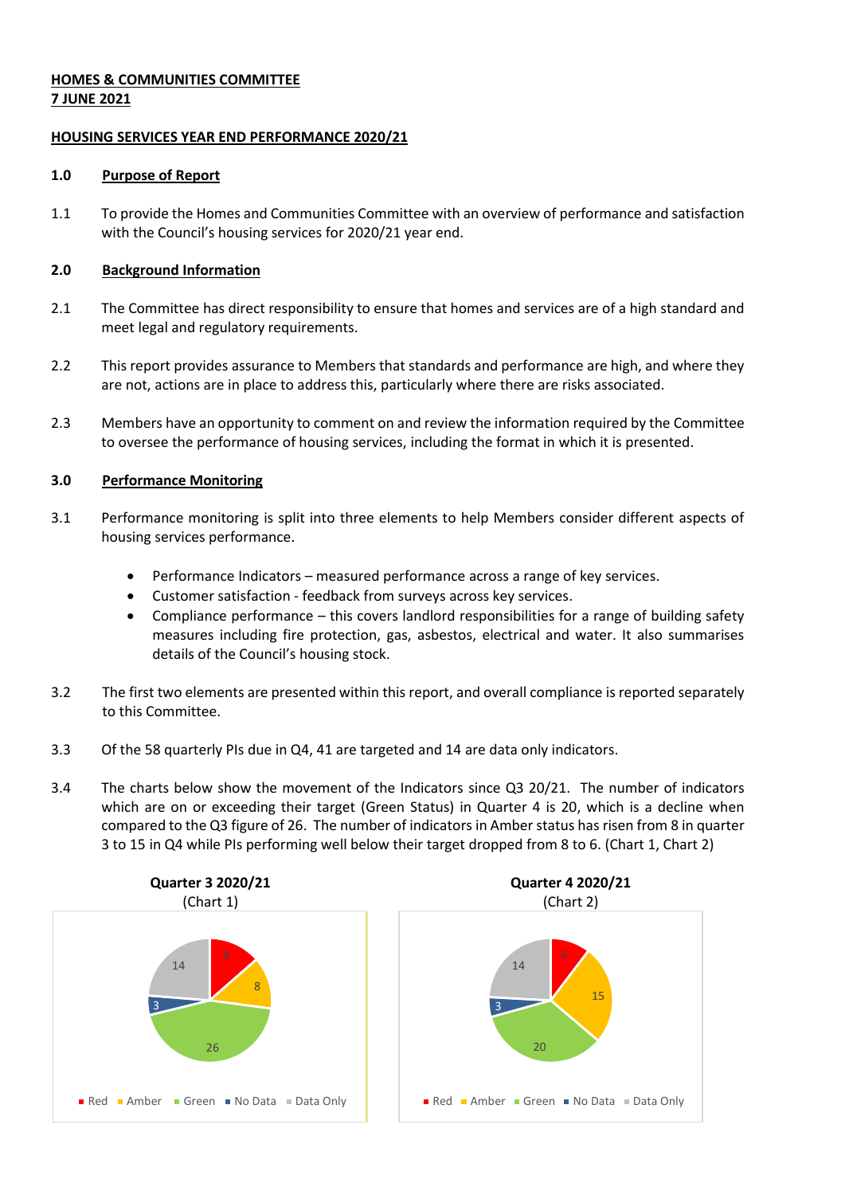**HOMES & COMMUNITIES COMMITTEE**
**7 JUNE 2021**

**HOUSING SERVICES YEAR END PERFORMANCE 2020/21**

## 1.0 Purpose of Report

1.1 To provide the Homes and Communities Committee with an overview of performance and satisfaction with the Council's housing services for 2020/21 year end.

## 2.0 Background Information

2.1 The Committee has direct responsibility to ensure that homes and services are of a high standard and meet legal and regulatory requirements.

2.2 This report provides assurance to Members that standards and performance are high, and where they are not, actions are in place to address this, particularly where there are risks associated.

2.3 Members have an opportunity to comment on and review the information required by the Committee to oversee the performance of housing services, including the format in which it is presented.

## 3.0 Performance Monitoring

3.1 Performance monitoring is split into three elements to help Members consider different aspects of housing services performance.

- Performance Indicators – measured performance across a range of key services.
- Customer satisfaction - feedback from surveys across key services.
- Compliance performance – this covers landlord responsibilities for a range of building safety measures including fire protection, gas, asbestos, electrical and water. It also summarises details of the Council's housing stock.

3.2 The first two elements are presented within this report, and overall compliance is reported separately to this Committee.

3.3 Of the 58 quarterly PIs due in Q4, 41 are targeted and 14 are data only indicators.

3.4 The charts below show the movement of the Indicators since Q3 20/21. The number of indicators which are on or exceeding their target (Green Status) in Quarter 4 is 20, which is a decline when compared to the Q3 figure of 26. The number of indicators in Amber status has risen from 8 in quarter 3 to 15 in Q4 while PIs performing well below their target dropped from 8 to 6. (Chart 1, Chart 2)

**Quarter 3 2020/21**
(Chart 1)

| Status | Count |
|---|---|
| Red | 8 |
| Amber | 8 |
| Green | 26 |
| No Data | 3 |
| Data Only | 14 |

**Quarter 4 2020/21**
(Chart 2)

| Status | Count |
|---|---|
| Red | 6 |
| Amber | 15 |
| Green | 20 |
| No Data | 3 |
| Data Only | 14 |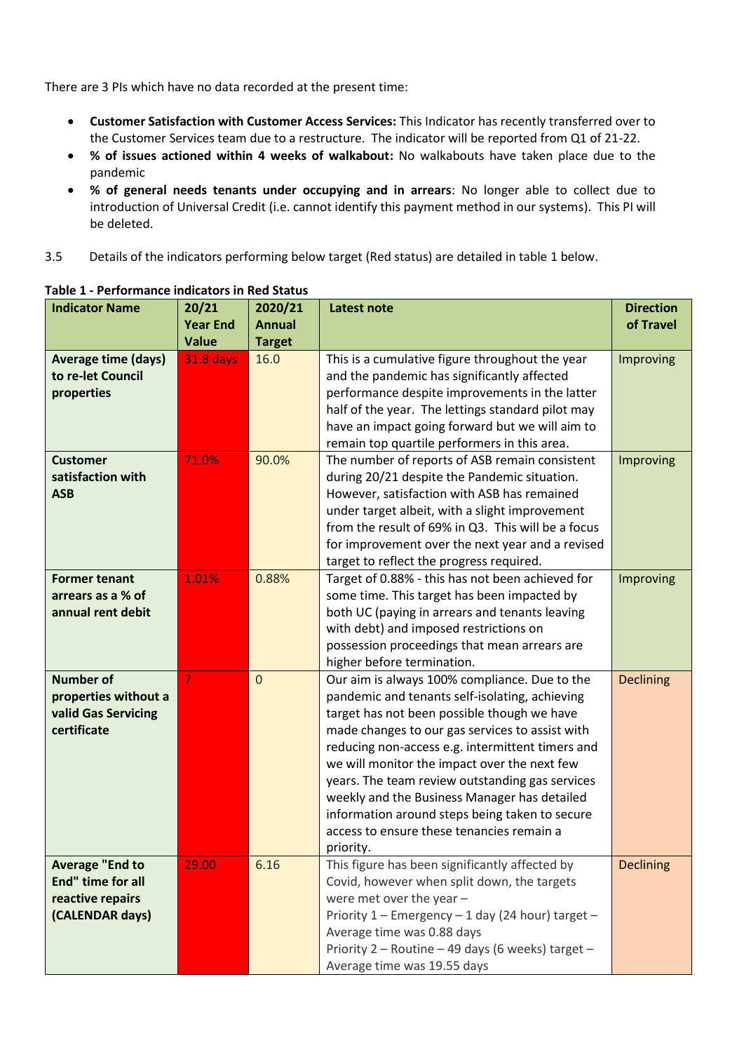There are 3 PIs which have no data recorded at the present time:

- **Customer Satisfaction with Customer Access Services:** This Indicator has recently transferred over to the Customer Services team due to a restructure. The indicator will be reported from Q1 of 21-22.
- **% of issues actioned within 4 weeks of walkabout:** No walkabouts have taken place due to the pandemic
- **% of general needs tenants under occupying and in arrears**: No longer able to collect due to introduction of Universal Credit (i.e. cannot identify this payment method in our systems). This PI will be deleted.

3.5 Details of the indicators performing below target (Red status) are detailed in table 1 below.

**Table 1 - Performance indicators in Red Status**

| Indicator Name | 20/21 Year End Value | 2020/21 Annual Target | Latest note | Direction of Travel |
|---|---|---|---|---|
| **Average time (days) to re-let Council properties** | 31.8 days | 16.0 | This is a cumulative figure throughout the year and the pandemic has significantly affected performance despite improvements in the latter half of the year. The lettings standard pilot may have an impact going forward but we will aim to remain top quartile performers in this area. | Improving |
| **Customer satisfaction with ASB** | 71.0% | 90.0% | The number of reports of ASB remain consistent during 20/21 despite the Pandemic situation. However, satisfaction with ASB has remained under target albeit, with a slight improvement from the result of 69% in Q3. This will be a focus for improvement over the next year and a revised target to reflect the progress required. | Improving |
| **Former tenant arrears as a % of annual rent debit** | 1.01% | 0.88% | Target of 0.88% - this has not been achieved for some time. This target has been impacted by both UC (paying in arrears and tenants leaving with debt) and imposed restrictions on possession proceedings that mean arrears are higher before termination. | Improving |
| **Number of properties without a valid Gas Servicing certificate** | 7 | 0 | Our aim is always 100% compliance. Due to the pandemic and tenants self-isolating, achieving target has not been possible though we have made changes to our gas services to assist with reducing non-access e.g. intermittent timers and we will monitor the impact over the next few years. The team review outstanding gas services weekly and the Business Manager has detailed information around steps being taken to secure access to ensure these tenancies remain a priority. | Declining |
| **Average "End to End" time for all reactive repairs (CALENDAR days)** | 29.00 | 6.16 | This figure has been significantly affected by Covid, however when split down, the targets were met over the year – Priority 1 – Emergency – 1 day (24 hour) target – Average time was 0.88 days Priority 2 – Routine – 49 days (6 weeks) target – Average time was 19.55 days | Declining |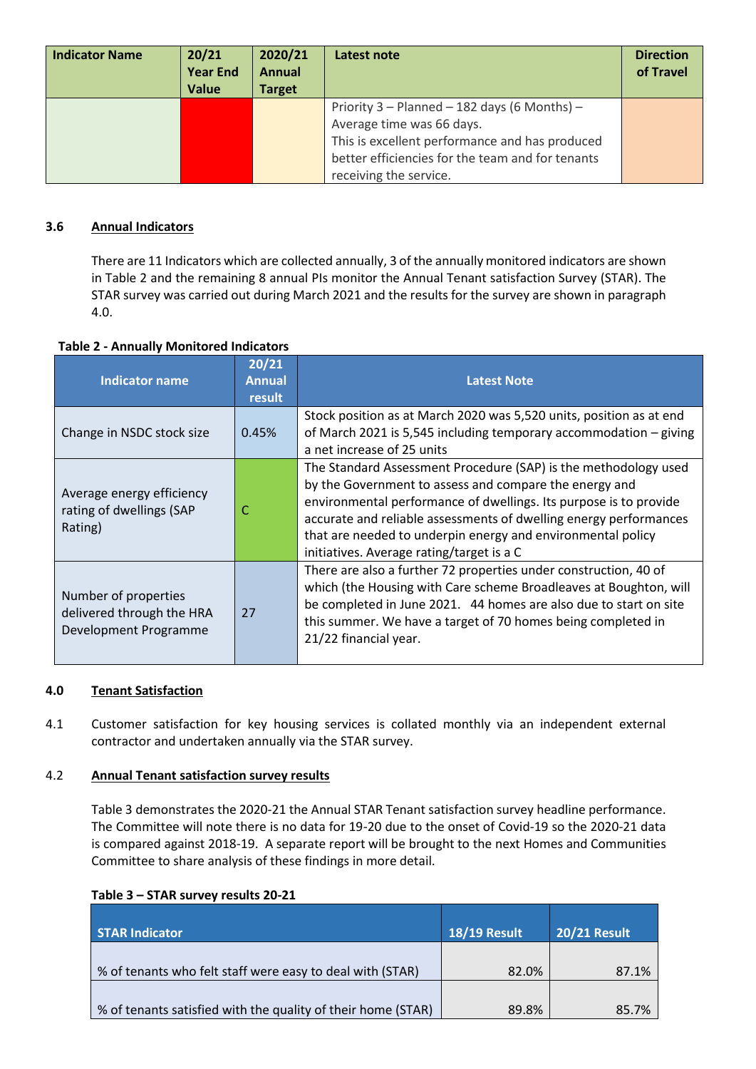| Indicator Name | 20/21 Year End Value | 2020/21 Annual Target | Latest note | Direction of Travel |
|---|---|---|---|---|
| | | | Priority 3 – Planned – 182 days (6 Months) – Average time was 66 days.<br>This is excellent performance and has produced better efficiencies for the team and for tenants receiving the service. | |

**3.6 Annual Indicators**

There are 11 Indicators which are collected annually, 3 of the annually monitored indicators are shown in Table 2 and the remaining 8 annual PIs monitor the Annual Tenant satisfaction Survey (STAR). The STAR survey was carried out during March 2021 and the results for the survey are shown in paragraph 4.0.

**Table 2 - Annually Monitored Indicators**

| Indicator name | 20/21 Annual result | Latest Note |
|---|---|---|
| Change in NSDC stock size | 0.45% | Stock position as at March 2020 was 5,520 units, position as at end of March 2021 is 5,545 including temporary accommodation – giving a net increase of 25 units |
| Average energy efficiency rating of dwellings (SAP Rating) | C | The Standard Assessment Procedure (SAP) is the methodology used by the Government to assess and compare the energy and environmental performance of dwellings. Its purpose is to provide accurate and reliable assessments of dwelling energy performances that are needed to underpin energy and environmental policy initiatives. Average rating/target is a C |
| Number of properties delivered through the HRA Development Programme | 27 | There are also a further 72 properties under construction, 40 of which (the Housing with Care scheme Broadleaves at Boughton, will be completed in June 2021. 44 homes are also due to start on site this summer. We have a target of 70 homes being completed in 21/22 financial year. |

## 4.0 Tenant Satisfaction

4.1 Customer satisfaction for key housing services is collated monthly via an independent external contractor and undertaken annually via the STAR survey.

4.2 **Annual Tenant satisfaction survey results**

Table 3 demonstrates the 2020-21 the Annual STAR Tenant satisfaction survey headline performance. The Committee will note there is no data for 19-20 due to the onset of Covid-19 so the 2020-21 data is compared against 2018-19. A separate report will be brought to the next Homes and Communities Committee to share analysis of these findings in more detail.

**Table 3 – STAR survey results 20-21**

| STAR Indicator | 18/19 Result | 20/21 Result |
|---|---|---|
| % of tenants who felt staff were easy to deal with (STAR) | 82.0% | 87.1% |
| % of tenants satisfied with the quality of their home (STAR) | 89.8% | 85.7% |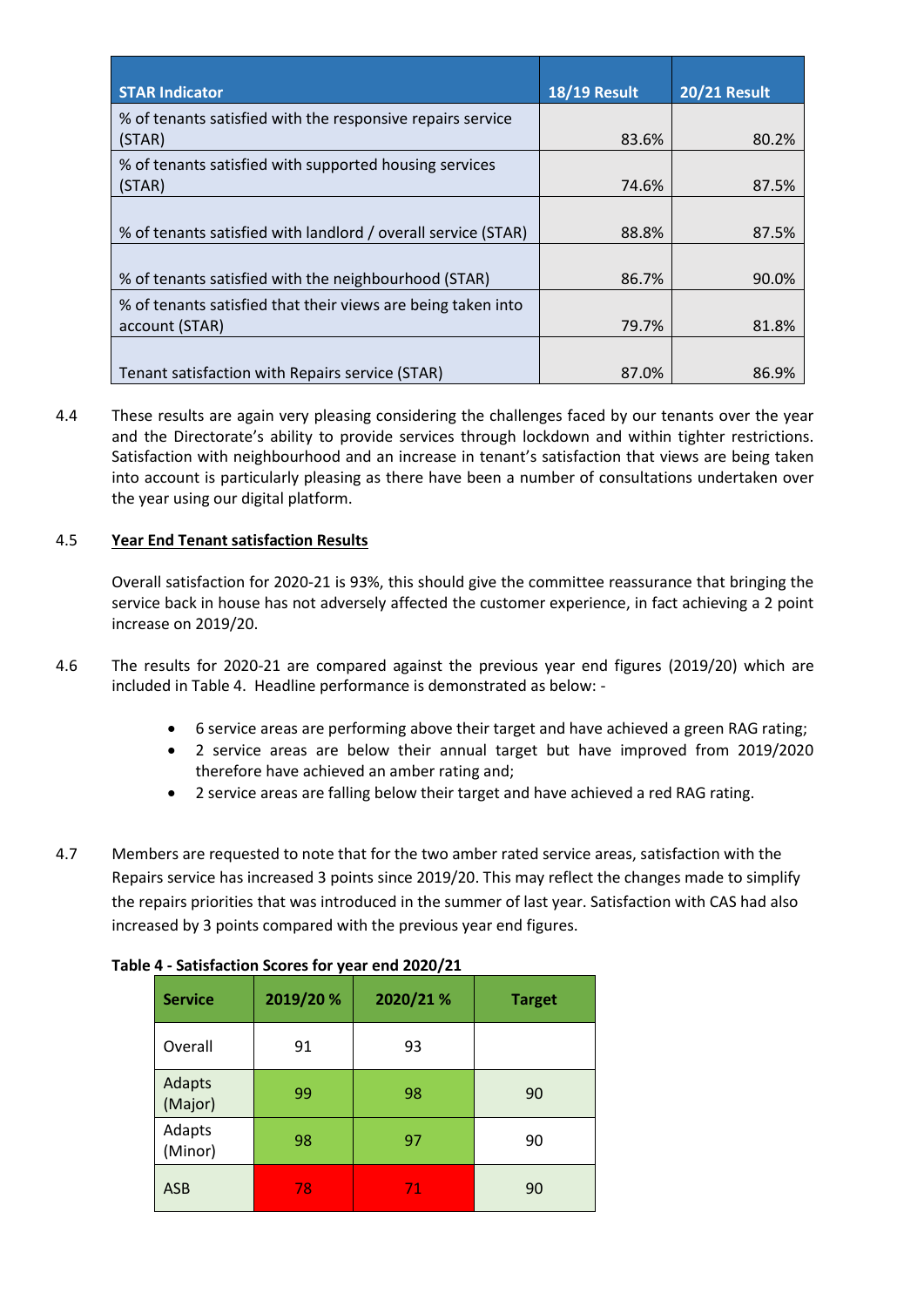| STAR Indicator | 18/19 Result | 20/21 Result |
|---|---|---|
| % of tenants satisfied with the responsive repairs service (STAR) | 83.6% | 80.2% |
| % of tenants satisfied with supported housing services (STAR) | 74.6% | 87.5% |
| % of tenants satisfied with landlord / overall service (STAR) | 88.8% | 87.5% |
| % of tenants satisfied with the neighbourhood (STAR) | 86.7% | 90.0% |
| % of tenants satisfied that their views are being taken into account (STAR) | 79.7% | 81.8% |
| Tenant satisfaction with Repairs service (STAR) | 87.0% | 86.9% |

4.4 These results are again very pleasing considering the challenges faced by our tenants over the year and the Directorate's ability to provide services through lockdown and within tighter restrictions. Satisfaction with neighbourhood and an increase in tenant's satisfaction that views are being taken into account is particularly pleasing as there have been a number of consultations undertaken over the year using our digital platform.

4.5 **Year End Tenant satisfaction Results**

Overall satisfaction for 2020-21 is 93%, this should give the committee reassurance that bringing the service back in house has not adversely affected the customer experience, in fact achieving a 2 point increase on 2019/20.

4.6 The results for 2020-21 are compared against the previous year end figures (2019/20) which are included in Table 4. Headline performance is demonstrated as below: -

- 6 service areas are performing above their target and have achieved a green RAG rating;
- 2 service areas are below their annual target but have improved from 2019/2020 therefore have achieved an amber rating and;
- 2 service areas are falling below their target and have achieved a red RAG rating.

4.7 Members are requested to note that for the two amber rated service areas, satisfaction with the Repairs service has increased 3 points since 2019/20. This may reflect the changes made to simplify the repairs priorities that was introduced in the summer of last year. Satisfaction with CAS had also increased by 3 points compared with the previous year end figures.

**Table 4 - Satisfaction Scores for year end 2020/21**

| Service | 2019/20 % | 2020/21 % | Target |
|---|---|---|---|
| Overall | 91 | 93 | |
| Adapts (Major) | 99 | 98 | 90 |
| Adapts (Minor) | 98 | 97 | 90 |
| ASB | 78 | 71 | 90 |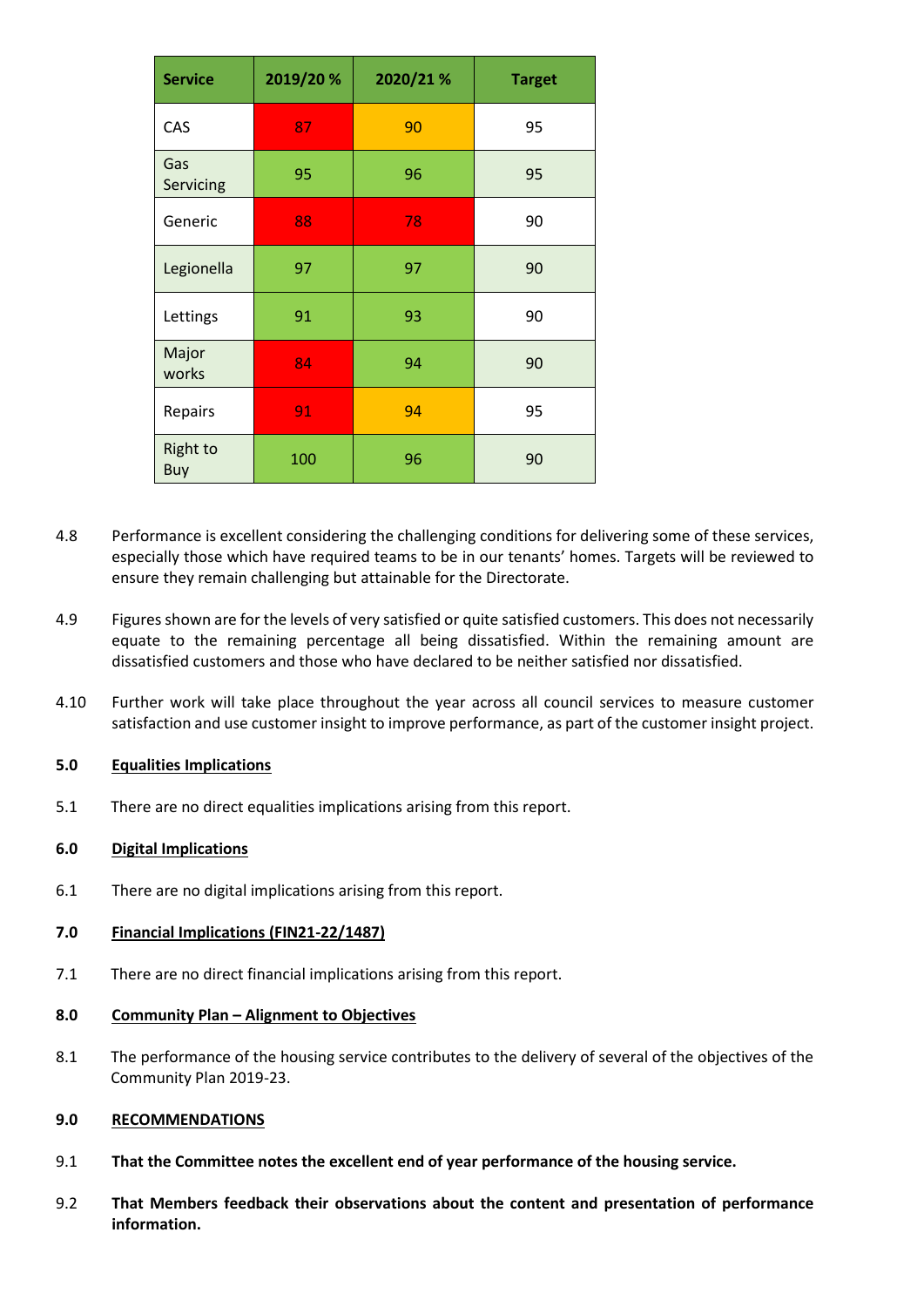| Service | 2019/20 % | 2020/21 % | Target |
|---|---|---|---|
| CAS | 87 | 90 | 95 |
| Gas Servicing | 95 | 96 | 95 |
| Generic | 88 | 78 | 90 |
| Legionella | 97 | 97 | 90 |
| Lettings | 91 | 93 | 90 |
| Major works | 84 | 94 | 90 |
| Repairs | 91 | 94 | 95 |
| Right to Buy | 100 | 96 | 90 |

4.8 Performance is excellent considering the challenging conditions for delivering some of these services, especially those which have required teams to be in our tenants' homes. Targets will be reviewed to ensure they remain challenging but attainable for the Directorate.

4.9 Figures shown are for the levels of very satisfied or quite satisfied customers. This does not necessarily equate to the remaining percentage all being dissatisfied. Within the remaining amount are dissatisfied customers and those who have declared to be neither satisfied nor dissatisfied.

4.10 Further work will take place throughout the year across all council services to measure customer satisfaction and use customer insight to improve performance, as part of the customer insight project.

## 5.0 Equalities Implications

5.1 There are no direct equalities implications arising from this report.

## 6.0 Digital Implications

6.1 There are no digital implications arising from this report.

## 7.0 Financial Implications (FIN21-22/1487)

7.1 There are no direct financial implications arising from this report.

## 8.0 Community Plan – Alignment to Objectives

8.1 The performance of the housing service contributes to the delivery of several of the objectives of the Community Plan 2019-23.

## 9.0 RECOMMENDATIONS

9.1 **That the Committee notes the excellent end of year performance of the housing service.**

9.2 **That Members feedback their observations about the content and presentation of performance information.**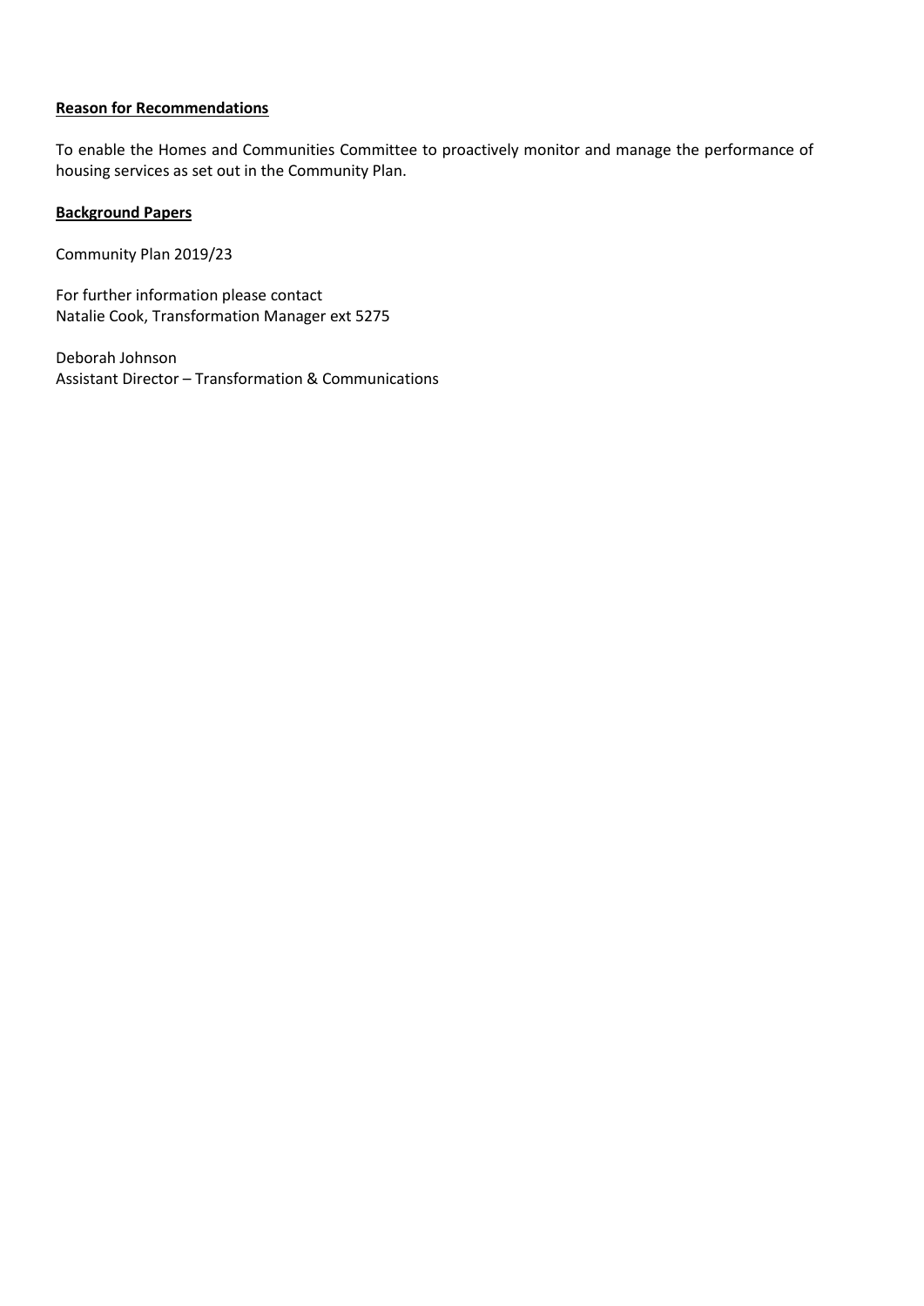**Reason for Recommendations**

To enable the Homes and Communities Committee to proactively monitor and manage the performance of housing services as set out in the Community Plan.

**Background Papers**

Community Plan 2019/23

For further information please contact
Natalie Cook, Transformation Manager ext 5275

Deborah Johnson
Assistant Director – Transformation & Communications